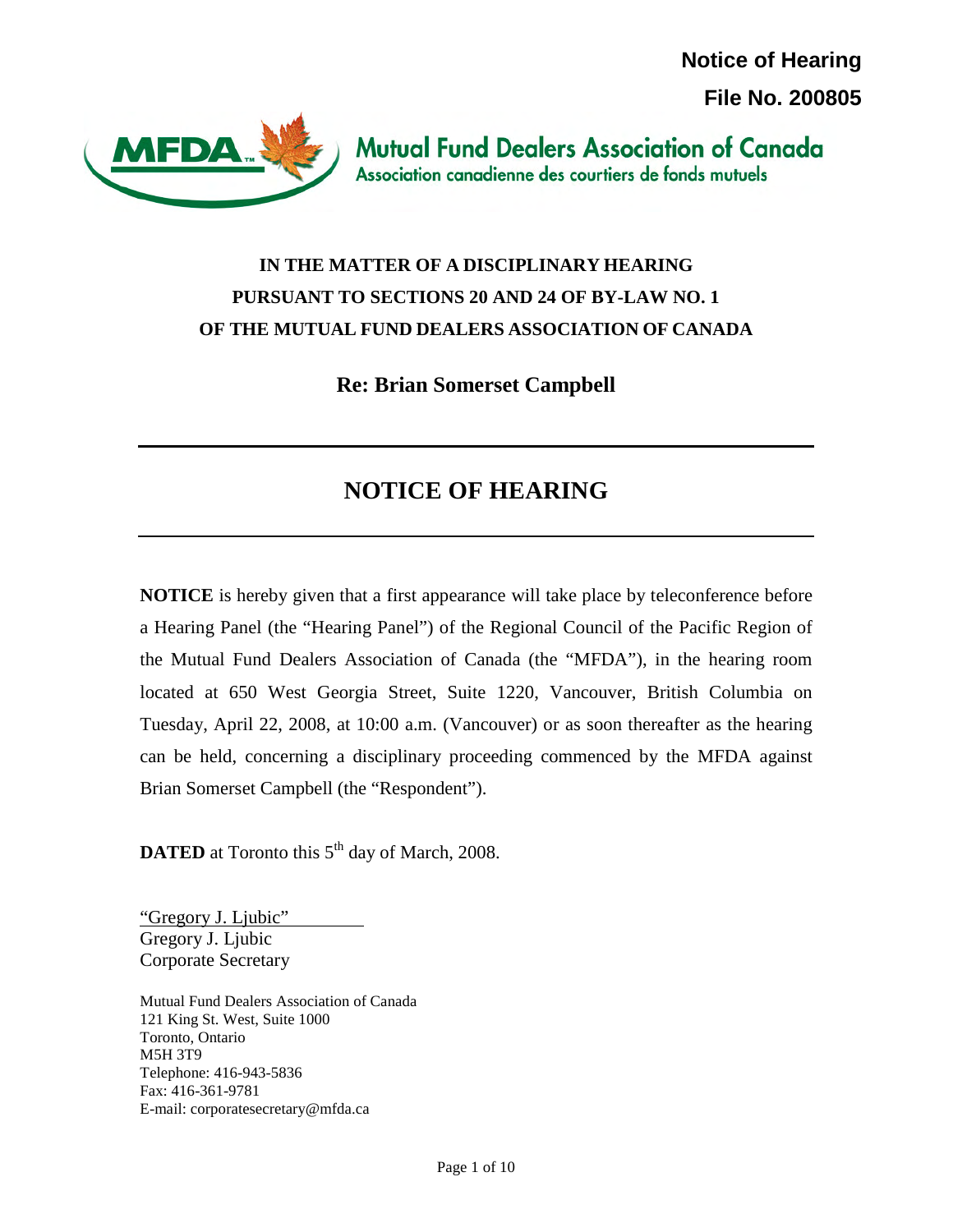**Notice of Hearing**

**File No. 200805**

Mutual Fund Dealers Association of Canada
Association canadienne des courtiers de fonds mutuels

**IN THE MATTER OF A DISCIPLINARY HEARING PURSUANT TO SECTIONS 20 AND 24 OF BY-LAW NO. 1 OF THE MUTUAL FUND DEALERS ASSOCIATION OF CANADA**

**Re: Brian Somerset Campbell**

# NOTICE OF HEARING

**NOTICE** is hereby given that a first appearance will take place by teleconference before a Hearing Panel (the "Hearing Panel") of the Regional Council of the Pacific Region of the Mutual Fund Dealers Association of Canada (the "MFDA"), in the hearing room located at 650 West Georgia Street, Suite 1220, Vancouver, British Columbia on Tuesday, April 22, 2008, at 10:00 a.m. (Vancouver) or as soon thereafter as the hearing can be held, concerning a disciplinary proceeding commenced by the MFDA against Brian Somerset Campbell (the "Respondent").

**DATED** at Toronto this 5th day of March, 2008.

"Gregory J. Ljubic"
Gregory J. Ljubic
Corporate Secretary

Mutual Fund Dealers Association of Canada
121 King St. West, Suite 1000
Toronto, Ontario
M5H 3T9
Telephone: 416-943-5836
Fax: 416-361-9781
E-mail: corporatesecretary@mfda.ca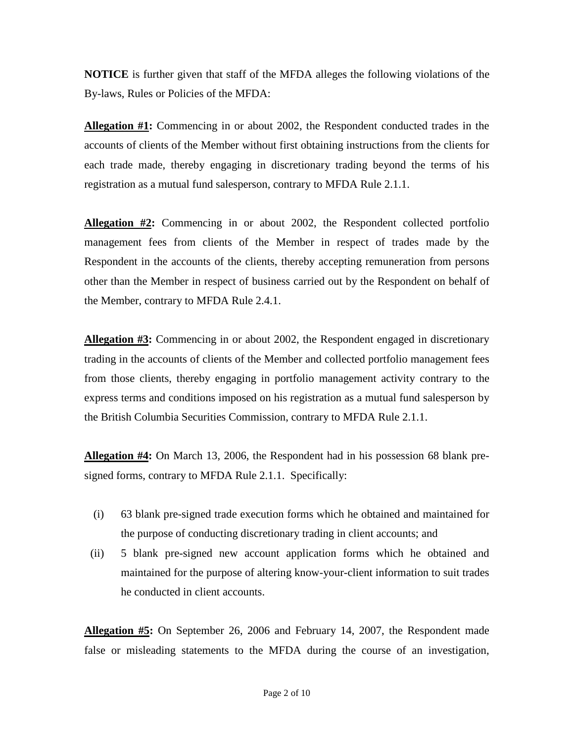**NOTICE** is further given that staff of the MFDA alleges the following violations of the By-laws, Rules or Policies of the MFDA:

**Allegation #1:** Commencing in or about 2002, the Respondent conducted trades in the accounts of clients of the Member without first obtaining instructions from the clients for each trade made, thereby engaging in discretionary trading beyond the terms of his registration as a mutual fund salesperson, contrary to MFDA Rule 2.1.1.

**Allegation #2:** Commencing in or about 2002, the Respondent collected portfolio management fees from clients of the Member in respect of trades made by the Respondent in the accounts of the clients, thereby accepting remuneration from persons other than the Member in respect of business carried out by the Respondent on behalf of the Member, contrary to MFDA Rule 2.4.1.

**Allegation #3:** Commencing in or about 2002, the Respondent engaged in discretionary trading in the accounts of clients of the Member and collected portfolio management fees from those clients, thereby engaging in portfolio management activity contrary to the express terms and conditions imposed on his registration as a mutual fund salesperson by the British Columbia Securities Commission, contrary to MFDA Rule 2.1.1.

**Allegation #4:** On March 13, 2006, the Respondent had in his possession 68 blank pre-signed forms, contrary to MFDA Rule 2.1.1. Specifically:

(i) 63 blank pre-signed trade execution forms which he obtained and maintained for the purpose of conducting discretionary trading in client accounts; and

(ii) 5 blank pre-signed new account application forms which he obtained and maintained for the purpose of altering know-your-client information to suit trades he conducted in client accounts.

**Allegation #5:** On September 26, 2006 and February 14, 2007, the Respondent made false or misleading statements to the MFDA during the course of an investigation,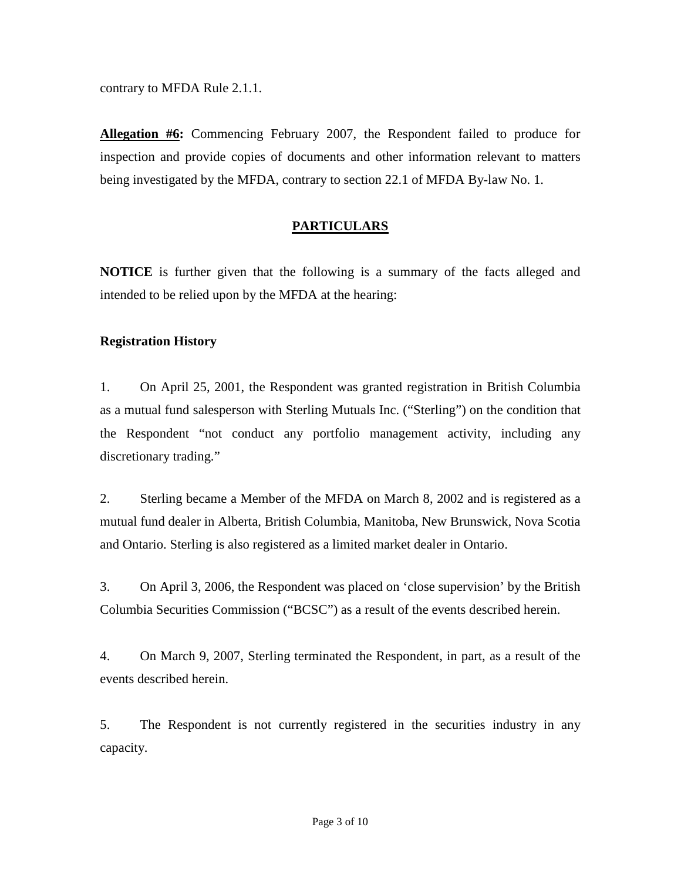contrary to MFDA Rule 2.1.1.

**Allegation #6:** Commencing February 2007, the Respondent failed to produce for inspection and provide copies of documents and other information relevant to matters being investigated by the MFDA, contrary to section 22.1 of MFDA By-law No. 1.

## PARTICULARS

**NOTICE** is further given that the following is a summary of the facts alleged and intended to be relied upon by the MFDA at the hearing:

### Registration History

1. On April 25, 2001, the Respondent was granted registration in British Columbia as a mutual fund salesperson with Sterling Mutuals Inc. ("Sterling") on the condition that the Respondent "not conduct any portfolio management activity, including any discretionary trading."

2. Sterling became a Member of the MFDA on March 8, 2002 and is registered as a mutual fund dealer in Alberta, British Columbia, Manitoba, New Brunswick, Nova Scotia and Ontario. Sterling is also registered as a limited market dealer in Ontario.

3. On April 3, 2006, the Respondent was placed on 'close supervision' by the British Columbia Securities Commission ("BCSC") as a result of the events described herein.

4. On March 9, 2007, Sterling terminated the Respondent, in part, as a result of the events described herein.

5. The Respondent is not currently registered in the securities industry in any capacity.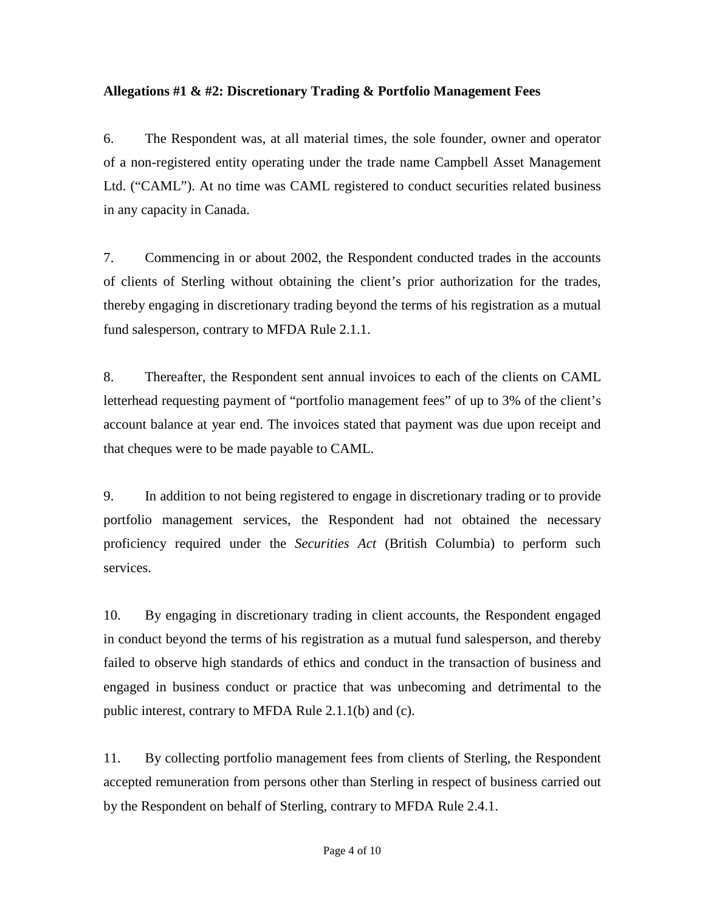**Allegations #1 & #2: Discretionary Trading & Portfolio Management Fees**

6. The Respondent was, at all material times, the sole founder, owner and operator of a non-registered entity operating under the trade name Campbell Asset Management Ltd. ("CAML"). At no time was CAML registered to conduct securities related business in any capacity in Canada.

7. Commencing in or about 2002, the Respondent conducted trades in the accounts of clients of Sterling without obtaining the client's prior authorization for the trades, thereby engaging in discretionary trading beyond the terms of his registration as a mutual fund salesperson, contrary to MFDA Rule 2.1.1.

8. Thereafter, the Respondent sent annual invoices to each of the clients on CAML letterhead requesting payment of "portfolio management fees" of up to 3% of the client's account balance at year end. The invoices stated that payment was due upon receipt and that cheques were to be made payable to CAML.

9. In addition to not being registered to engage in discretionary trading or to provide portfolio management services, the Respondent had not obtained the necessary proficiency required under the *Securities Act* (British Columbia) to perform such services.

10. By engaging in discretionary trading in client accounts, the Respondent engaged in conduct beyond the terms of his registration as a mutual fund salesperson, and thereby failed to observe high standards of ethics and conduct in the transaction of business and engaged in business conduct or practice that was unbecoming and detrimental to the public interest, contrary to MFDA Rule 2.1.1(b) and (c).

11. By collecting portfolio management fees from clients of Sterling, the Respondent accepted remuneration from persons other than Sterling in respect of business carried out by the Respondent on behalf of Sterling, contrary to MFDA Rule 2.4.1.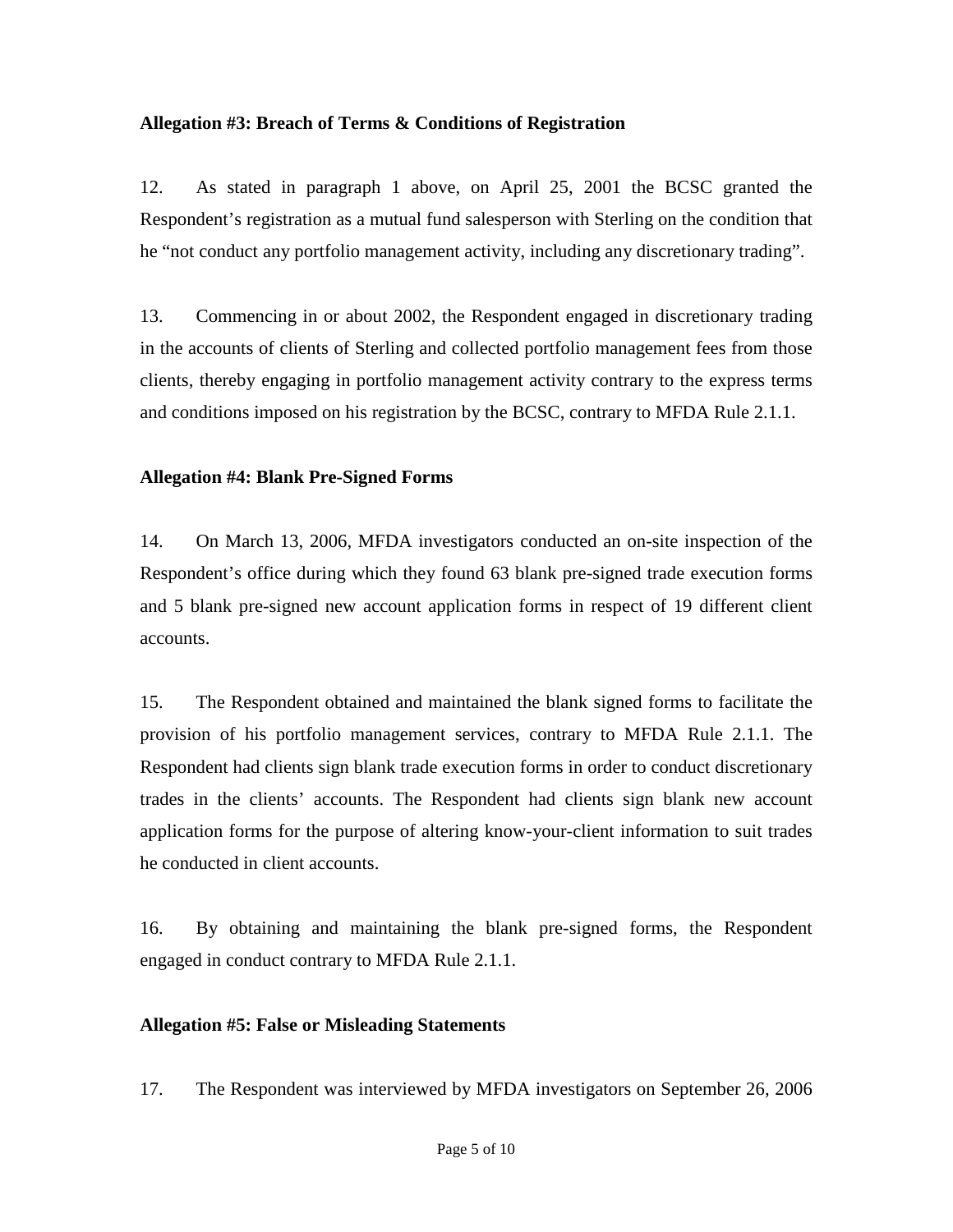**Allegation #3: Breach of Terms & Conditions of Registration**

12. As stated in paragraph 1 above, on April 25, 2001 the BCSC granted the Respondent's registration as a mutual fund salesperson with Sterling on the condition that he "not conduct any portfolio management activity, including any discretionary trading".

13. Commencing in or about 2002, the Respondent engaged in discretionary trading in the accounts of clients of Sterling and collected portfolio management fees from those clients, thereby engaging in portfolio management activity contrary to the express terms and conditions imposed on his registration by the BCSC, contrary to MFDA Rule 2.1.1.

**Allegation #4: Blank Pre-Signed Forms**

14. On March 13, 2006, MFDA investigators conducted an on-site inspection of the Respondent's office during which they found 63 blank pre-signed trade execution forms and 5 blank pre-signed new account application forms in respect of 19 different client accounts.

15. The Respondent obtained and maintained the blank signed forms to facilitate the provision of his portfolio management services, contrary to MFDA Rule 2.1.1. The Respondent had clients sign blank trade execution forms in order to conduct discretionary trades in the clients' accounts. The Respondent had clients sign blank new account application forms for the purpose of altering know-your-client information to suit trades he conducted in client accounts.

16. By obtaining and maintaining the blank pre-signed forms, the Respondent engaged in conduct contrary to MFDA Rule 2.1.1.

**Allegation #5: False or Misleading Statements**

17. The Respondent was interviewed by MFDA investigators on September 26, 2006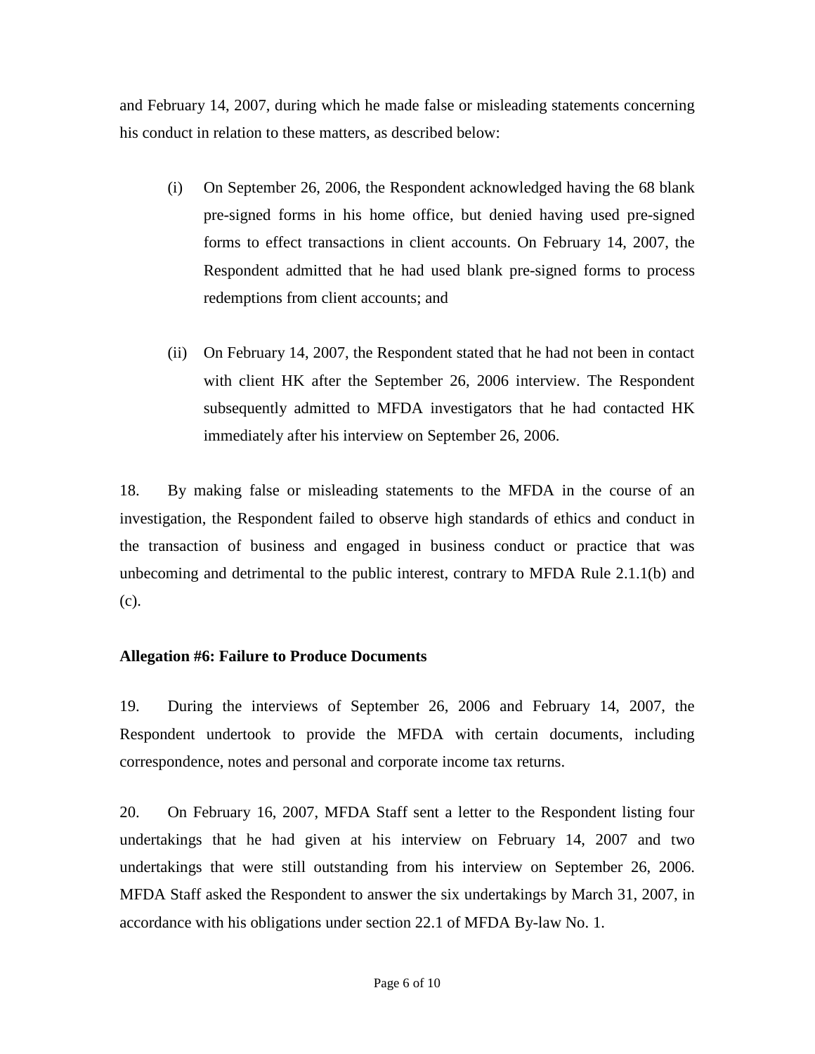and February 14, 2007, during which he made false or misleading statements concerning his conduct in relation to these matters, as described below:

(i) On September 26, 2006, the Respondent acknowledged having the 68 blank pre-signed forms in his home office, but denied having used pre-signed forms to effect transactions in client accounts. On February 14, 2007, the Respondent admitted that he had used blank pre-signed forms to process redemptions from client accounts; and

(ii) On February 14, 2007, the Respondent stated that he had not been in contact with client HK after the September 26, 2006 interview. The Respondent subsequently admitted to MFDA investigators that he had contacted HK immediately after his interview on September 26, 2006.

18. By making false or misleading statements to the MFDA in the course of an investigation, the Respondent failed to observe high standards of ethics and conduct in the transaction of business and engaged in business conduct or practice that was unbecoming and detrimental to the public interest, contrary to MFDA Rule 2.1.1(b) and (c).

**Allegation #6: Failure to Produce Documents**

19. During the interviews of September 26, 2006 and February 14, 2007, the Respondent undertook to provide the MFDA with certain documents, including correspondence, notes and personal and corporate income tax returns.

20. On February 16, 2007, MFDA Staff sent a letter to the Respondent listing four undertakings that he had given at his interview on February 14, 2007 and two undertakings that were still outstanding from his interview on September 26, 2006. MFDA Staff asked the Respondent to answer the six undertakings by March 31, 2007, in accordance with his obligations under section 22.1 of MFDA By-law No. 1.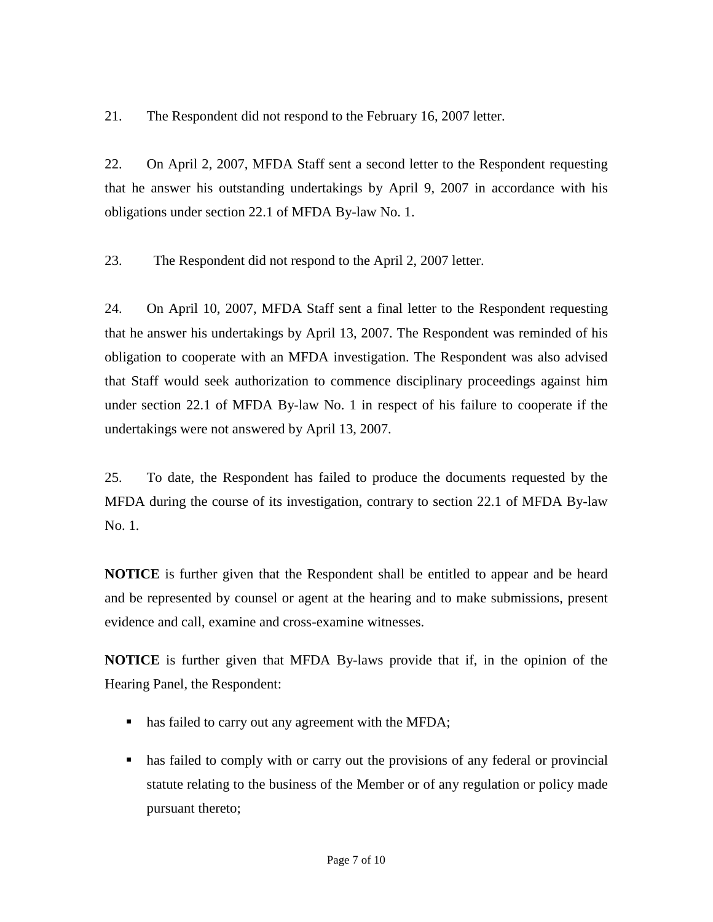21. The Respondent did not respond to the February 16, 2007 letter.

22. On April 2, 2007, MFDA Staff sent a second letter to the Respondent requesting that he answer his outstanding undertakings by April 9, 2007 in accordance with his obligations under section 22.1 of MFDA By-law No. 1.

23. The Respondent did not respond to the April 2, 2007 letter.

24. On April 10, 2007, MFDA Staff sent a final letter to the Respondent requesting that he answer his undertakings by April 13, 2007. The Respondent was reminded of his obligation to cooperate with an MFDA investigation. The Respondent was also advised that Staff would seek authorization to commence disciplinary proceedings against him under section 22.1 of MFDA By-law No. 1 in respect of his failure to cooperate if the undertakings were not answered by April 13, 2007.

25. To date, the Respondent has failed to produce the documents requested by the MFDA during the course of its investigation, contrary to section 22.1 of MFDA By-law No. 1.

**NOTICE** is further given that the Respondent shall be entitled to appear and be heard and be represented by counsel or agent at the hearing and to make submissions, present evidence and call, examine and cross-examine witnesses.

**NOTICE** is further given that MFDA By-laws provide that if, in the opinion of the Hearing Panel, the Respondent:

- has failed to carry out any agreement with the MFDA;
- has failed to comply with or carry out the provisions of any federal or provincial statute relating to the business of the Member or of any regulation or policy made pursuant thereto;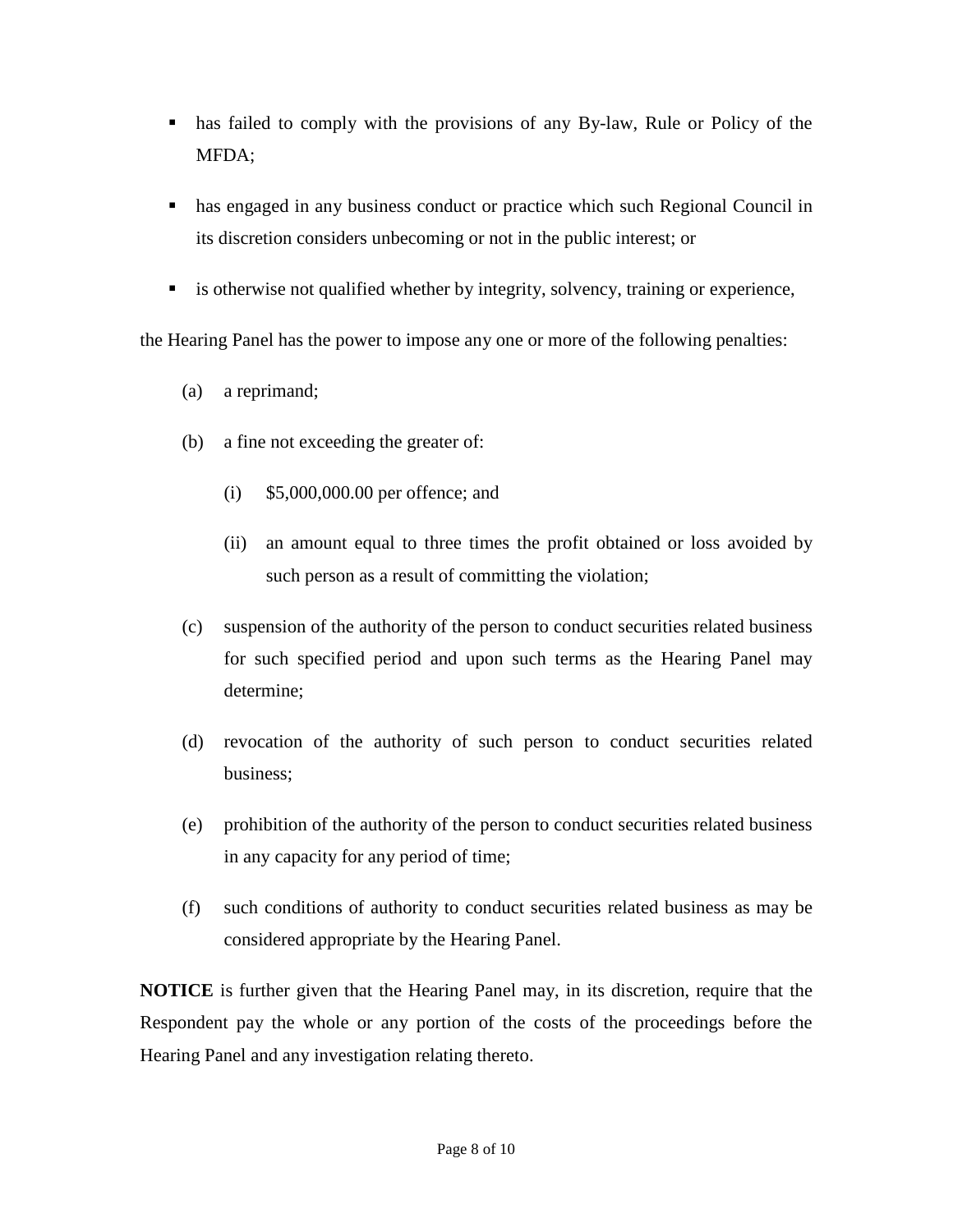- has failed to comply with the provisions of any By-law, Rule or Policy of the MFDA;
- has engaged in any business conduct or practice which such Regional Council in its discretion considers unbecoming or not in the public interest; or
- is otherwise not qualified whether by integrity, solvency, training or experience,

the Hearing Panel has the power to impose any one or more of the following penalties:

(a) a reprimand;

(b) a fine not exceeding the greater of:

  (i) $5,000,000.00 per offence; and

  (ii) an amount equal to three times the profit obtained or loss avoided by such person as a result of committing the violation;

(c) suspension of the authority of the person to conduct securities related business for such specified period and upon such terms as the Hearing Panel may determine;

(d) revocation of the authority of such person to conduct securities related business;

(e) prohibition of the authority of the person to conduct securities related business in any capacity for any period of time;

(f) such conditions of authority to conduct securities related business as may be considered appropriate by the Hearing Panel.

**NOTICE** is further given that the Hearing Panel may, in its discretion, require that the Respondent pay the whole or any portion of the costs of the proceedings before the Hearing Panel and any investigation relating thereto.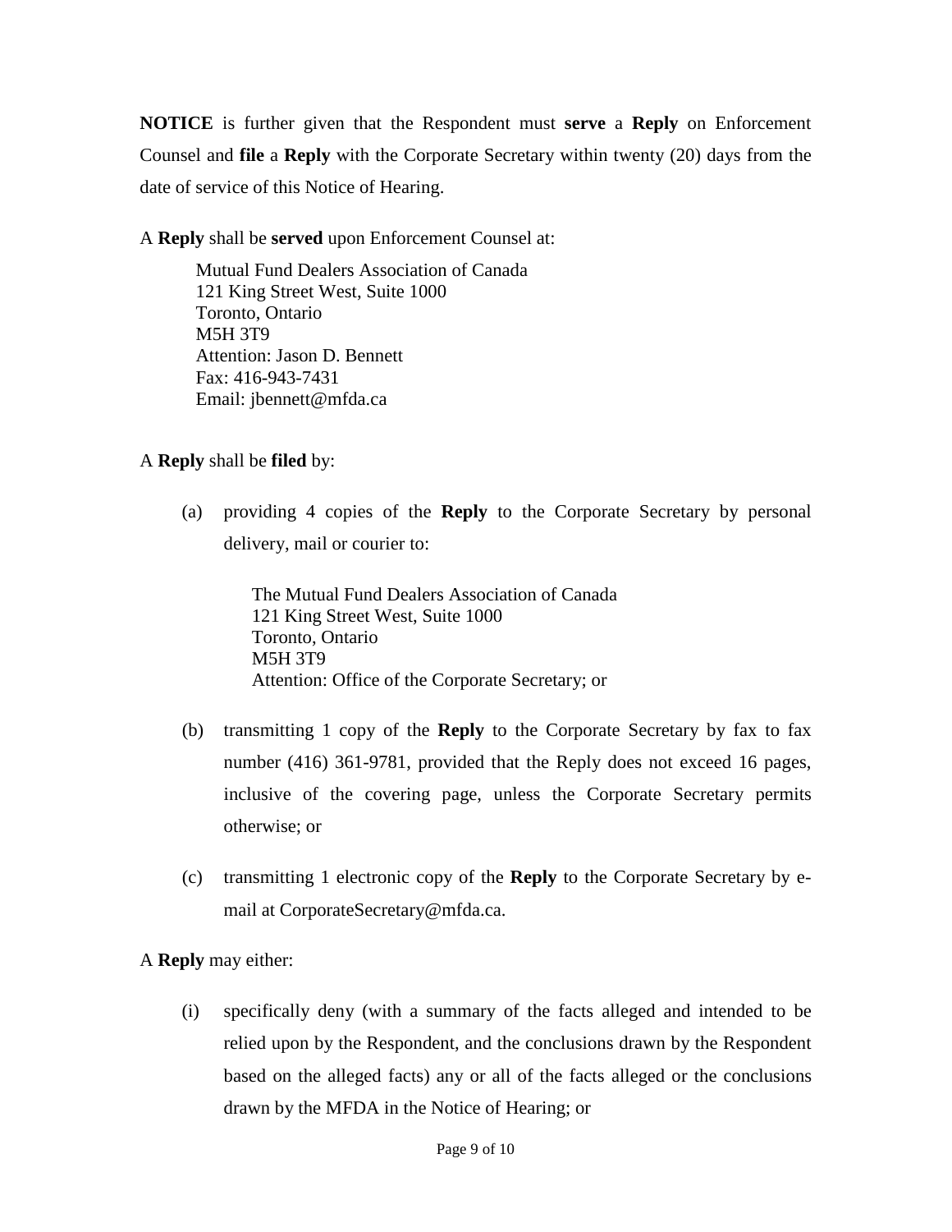**NOTICE** is further given that the Respondent must **serve** a **Reply** on Enforcement Counsel and **file** a **Reply** with the Corporate Secretary within twenty (20) days from the date of service of this Notice of Hearing.

A **Reply** shall be **served** upon Enforcement Counsel at:

> Mutual Fund Dealers Association of Canada
> 121 King Street West, Suite 1000
> Toronto, Ontario
> M5H 3T9
> Attention: Jason D. Bennett
> Fax: 416-943-7431
> Email: jbennett@mfda.ca

A **Reply** shall be **filed** by:

(a) providing 4 copies of the **Reply** to the Corporate Secretary by personal delivery, mail or courier to:

> The Mutual Fund Dealers Association of Canada
> 121 King Street West, Suite 1000
> Toronto, Ontario
> M5H 3T9
> Attention: Office of the Corporate Secretary; or

(b) transmitting 1 copy of the **Reply** to the Corporate Secretary by fax to fax number (416) 361-9781, provided that the Reply does not exceed 16 pages, inclusive of the covering page, unless the Corporate Secretary permits otherwise; or

(c) transmitting 1 electronic copy of the **Reply** to the Corporate Secretary by e-mail at CorporateSecretary@mfda.ca.

A **Reply** may either:

(i) specifically deny (with a summary of the facts alleged and intended to be relied upon by the Respondent, and the conclusions drawn by the Respondent based on the alleged facts) any or all of the facts alleged or the conclusions drawn by the MFDA in the Notice of Hearing; or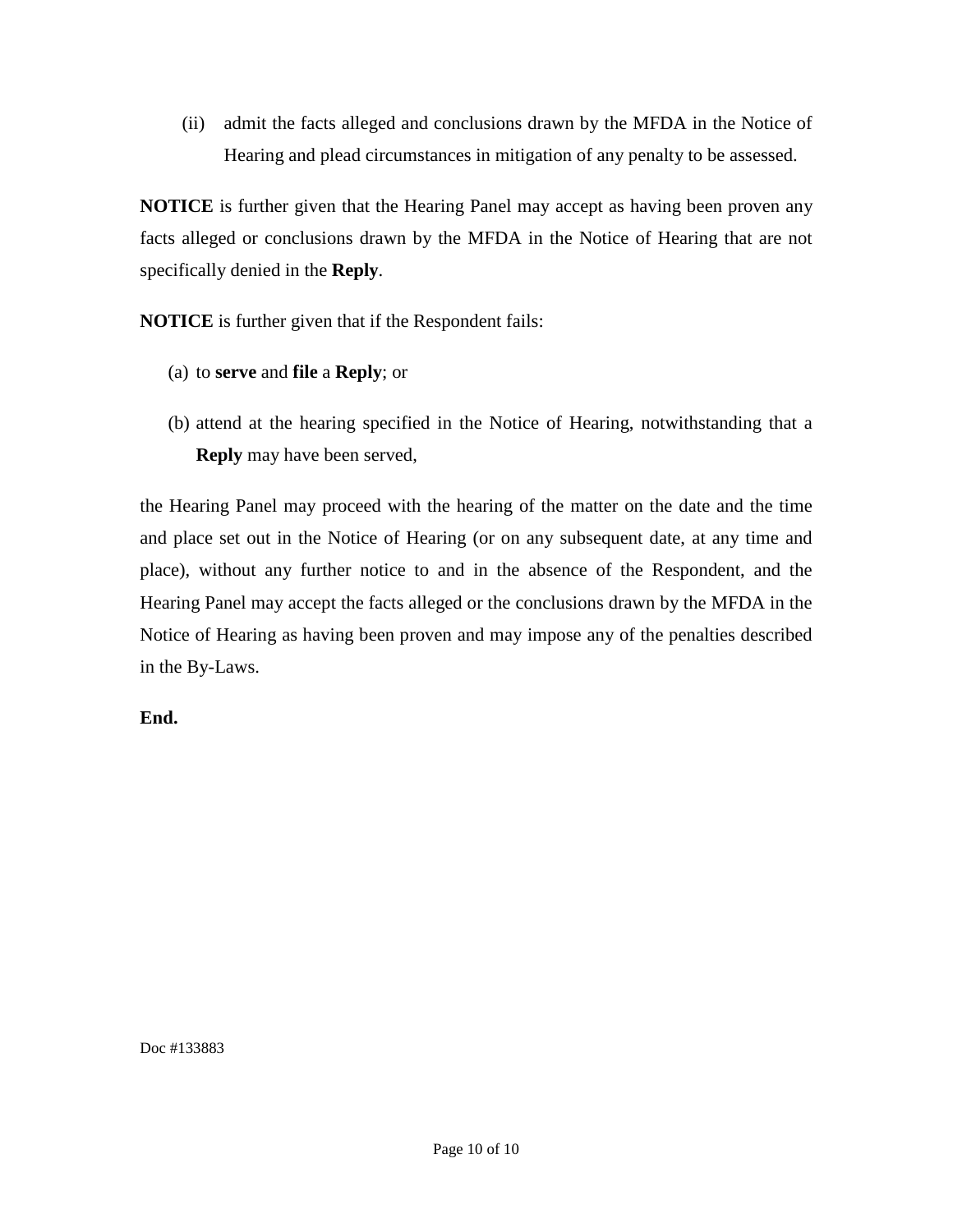(ii) admit the facts alleged and conclusions drawn by the MFDA in the Notice of Hearing and plead circumstances in mitigation of any penalty to be assessed.

**NOTICE** is further given that the Hearing Panel may accept as having been proven any facts alleged or conclusions drawn by the MFDA in the Notice of Hearing that are not specifically denied in the **Reply**.

**NOTICE** is further given that if the Respondent fails:

(a) to **serve** and **file** a **Reply**; or

(b) attend at the hearing specified in the Notice of Hearing, notwithstanding that a **Reply** may have been served,

the Hearing Panel may proceed with the hearing of the matter on the date and the time and place set out in the Notice of Hearing (or on any subsequent date, at any time and place), without any further notice to and in the absence of the Respondent, and the Hearing Panel may accept the facts alleged or the conclusions drawn by the MFDA in the Notice of Hearing as having been proven and may impose any of the penalties described in the By-Laws.

**End.**

Doc #133883